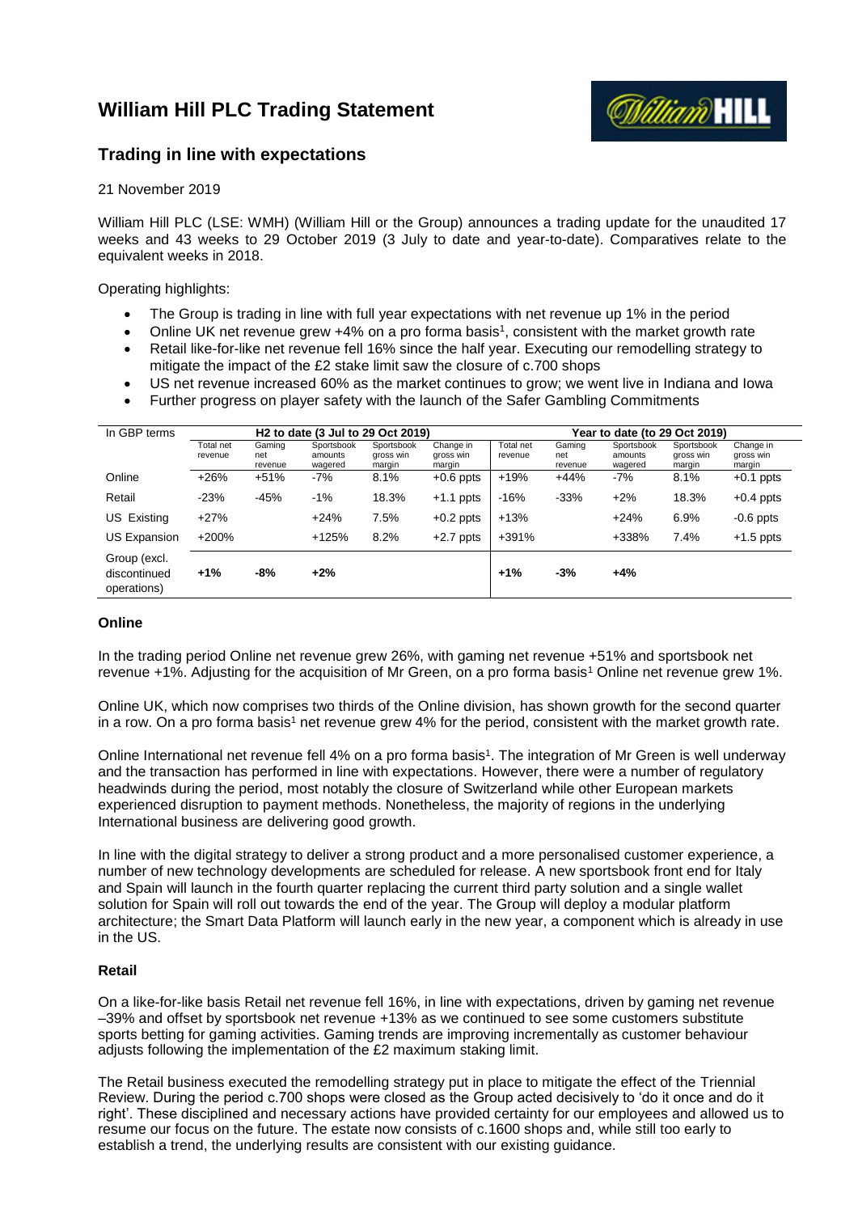# William Hill PLC Trading Statement

## Trading in line with expectations

21 November 2019

William Hill PLC (LSE: WMH) (William Hill or the Group) announces a trading update for the unaudited 17 weeks and 43 weeks to 29 October 2019 (3 July to date and year-to-date). Comparatives relate to the equivalent weeks in 2018.

Operating highlights:

- The Group is trading in line with full year expectations with net revenue up 1% in the period
- Online UK net revenue grew +4% on a pro forma basis[1], consistent with the market growth rate
- Retail like-for-like net revenue fell 16% since the half year. Executing our remodelling strategy to mitigate the impact of the £2 stake limit saw the closure of c.700 shops
- US net revenue increased 60% as the market continues to grow; we went live in Indiana and Iowa
- Further progress on player safety with the launch of the Safer Gambling Commitments

| In GBP terms | H2 to date (3 Jul to 29 Oct 2019) | | | | | Year to date (to 29 Oct 2019) | | | | |
|---|---|---|---|---|---|---|---|---|---|---|
| | Total net revenue | Gaming net revenue | Sportsbook amounts wagered | Sportsbook gross win margin | Change in gross win margin | Total net revenue | Gaming net revenue | Sportsbook amounts wagered | Sportsbook gross win margin | Change in gross win margin |
| Online | +26% | +51% | -7% | 8.1% | +0.6 ppts | +19% | +44% | -7% | 8.1% | +0.1 ppts |
| Retail | -23% | -45% | -1% | 18.3% | +1.1 ppts | -16% | -33% | +2% | 18.3% | +0.4 ppts |
| US Existing | +27% | | +24% | 7.5% | +0.2 ppts | +13% | | +24% | 6.9% | -0.6 ppts |
| US Expansion | +200% | | +125% | 8.2% | +2.7 ppts | +391% | | +338% | 7.4% | +1.5 ppts |
| Group (excl. discontinued operations) | **+1%** | **-8%** | **+2%** | | | **+1%** | **-3%** | **+4%** | | |

### Online

In the trading period Online net revenue grew 26%, with gaming net revenue +51% and sportsbook net revenue +1%. Adjusting for the acquisition of Mr Green, on a pro forma basis[1] Online net revenue grew 1%.

Online UK, which now comprises two thirds of the Online division, has shown growth for the second quarter in a row. On a pro forma basis[1] net revenue grew 4% for the period, consistent with the market growth rate.

Online International net revenue fell 4% on a pro forma basis[1]. The integration of Mr Green is well underway and the transaction has performed in line with expectations. However, there were a number of regulatory headwinds during the period, most notably the closure of Switzerland while other European markets experienced disruption to payment methods. Nonetheless, the majority of regions in the underlying International business are delivering good growth.

In line with the digital strategy to deliver a strong product and a more personalised customer experience, a number of new technology developments are scheduled for release. A new sportsbook front end for Italy and Spain will launch in the fourth quarter replacing the current third party solution and a single wallet solution for Spain will roll out towards the end of the year. The Group will deploy a modular platform architecture; the Smart Data Platform will launch early in the new year, a component which is already in use in the US.

### Retail

On a like-for-like basis Retail net revenue fell 16%, in line with expectations, driven by gaming net revenue –39% and offset by sportsbook net revenue +13% as we continued to see some customers substitute sports betting for gaming activities. Gaming trends are improving incrementally as customer behaviour adjusts following the implementation of the £2 maximum staking limit.

The Retail business executed the remodelling strategy put in place to mitigate the effect of the Triennial Review. During the period c.700 shops were closed as the Group acted decisively to 'do it once and do it right'. These disciplined and necessary actions have provided certainty for our employees and allowed us to resume our focus on the future. The estate now consists of c.1600 shops and, while still too early to establish a trend, the underlying results are consistent with our existing guidance.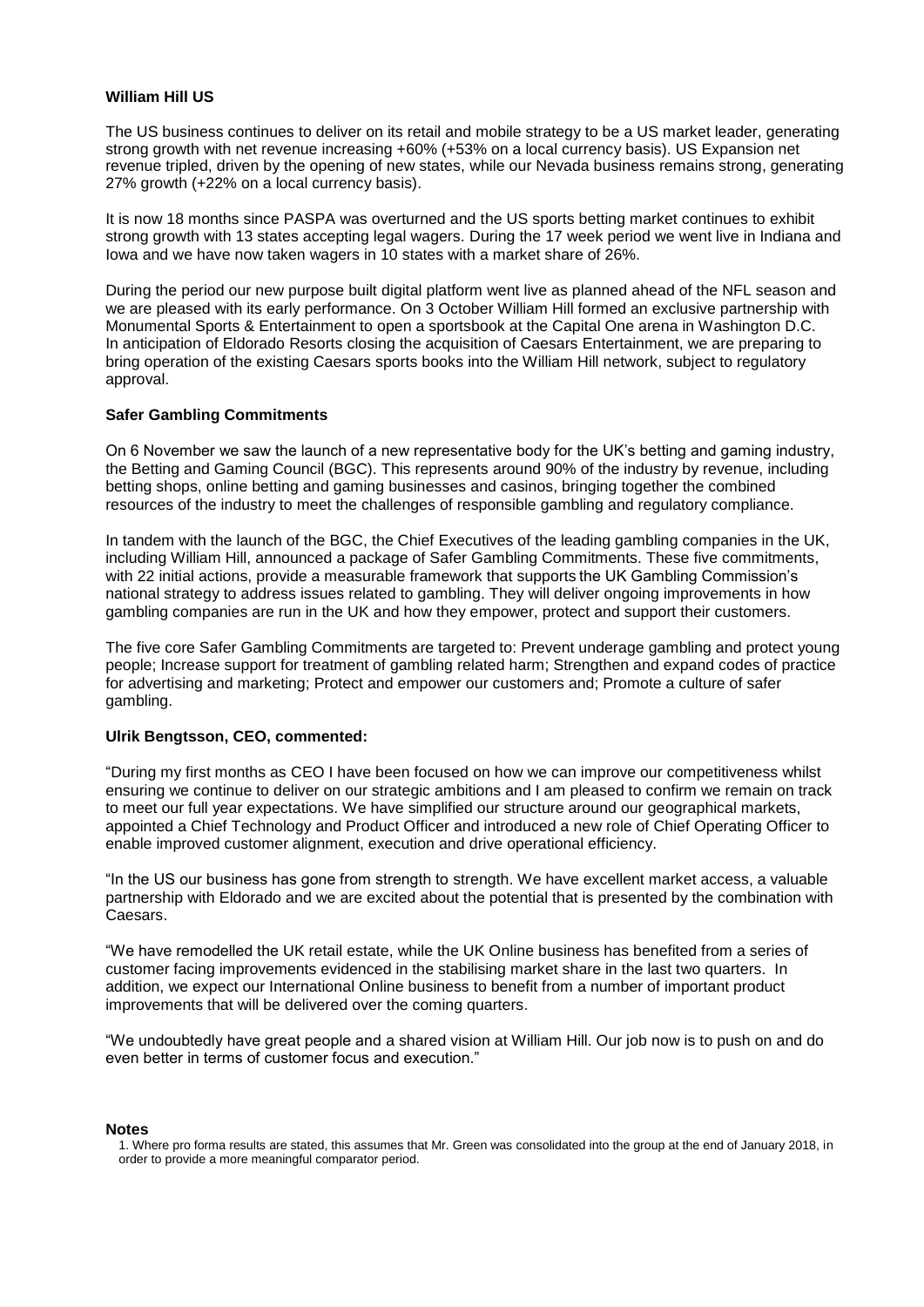**William Hill US**

The US business continues to deliver on its retail and mobile strategy to be a US market leader, generating strong growth with net revenue increasing +60% (+53% on a local currency basis). US Expansion net revenue tripled, driven by the opening of new states, while our Nevada business remains strong, generating 27% growth (+22% on a local currency basis).

It is now 18 months since PASPA was overturned and the US sports betting market continues to exhibit strong growth with 13 states accepting legal wagers. During the 17 week period we went live in Indiana and Iowa and we have now taken wagers in 10 states with a market share of 26%.

During the period our new purpose built digital platform went live as planned ahead of the NFL season and we are pleased with its early performance. On 3 October William Hill formed an exclusive partnership with Monumental Sports & Entertainment to open a sportsbook at the Capital One arena in Washington D.C. In anticipation of Eldorado Resorts closing the acquisition of Caesars Entertainment, we are preparing to bring operation of the existing Caesars sports books into the William Hill network, subject to regulatory approval.

**Safer Gambling Commitments**

On 6 November we saw the launch of a new representative body for the UK's betting and gaming industry, the Betting and Gaming Council (BGC). This represents around 90% of the industry by revenue, including betting shops, online betting and gaming businesses and casinos, bringing together the combined resources of the industry to meet the challenges of responsible gambling and regulatory compliance.

In tandem with the launch of the BGC, the Chief Executives of the leading gambling companies in the UK, including William Hill, announced a package of Safer Gambling Commitments. These five commitments, with 22 initial actions, provide a measurable framework that supports the UK Gambling Commission's national strategy to address issues related to gambling. They will deliver ongoing improvements in how gambling companies are run in the UK and how they empower, protect and support their customers.

The five core Safer Gambling Commitments are targeted to: Prevent underage gambling and protect young people; Increase support for treatment of gambling related harm; Strengthen and expand codes of practice for advertising and marketing; Protect and empower our customers and; Promote a culture of safer gambling.

**Ulrik Bengtsson, CEO, commented:**

"During my first months as CEO I have been focused on how we can improve our competitiveness whilst ensuring we continue to deliver on our strategic ambitions and I am pleased to confirm we remain on track to meet our full year expectations. We have simplified our structure around our geographical markets, appointed a Chief Technology and Product Officer and introduced a new role of Chief Operating Officer to enable improved customer alignment, execution and drive operational efficiency.

"In the US our business has gone from strength to strength. We have excellent market access, a valuable partnership with Eldorado and we are excited about the potential that is presented by the combination with Caesars.

"We have remodelled the UK retail estate, while the UK Online business has benefited from a series of customer facing improvements evidenced in the stabilising market share in the last two quarters. In addition, we expect our International Online business to benefit from a number of important product improvements that will be delivered over the coming quarters.

"We undoubtedly have great people and a shared vision at William Hill. Our job now is to push on and do even better in terms of customer focus and execution."

**Notes**

1. Where pro forma results are stated, this assumes that Mr. Green was consolidated into the group at the end of January 2018, in order to provide a more meaningful comparator period.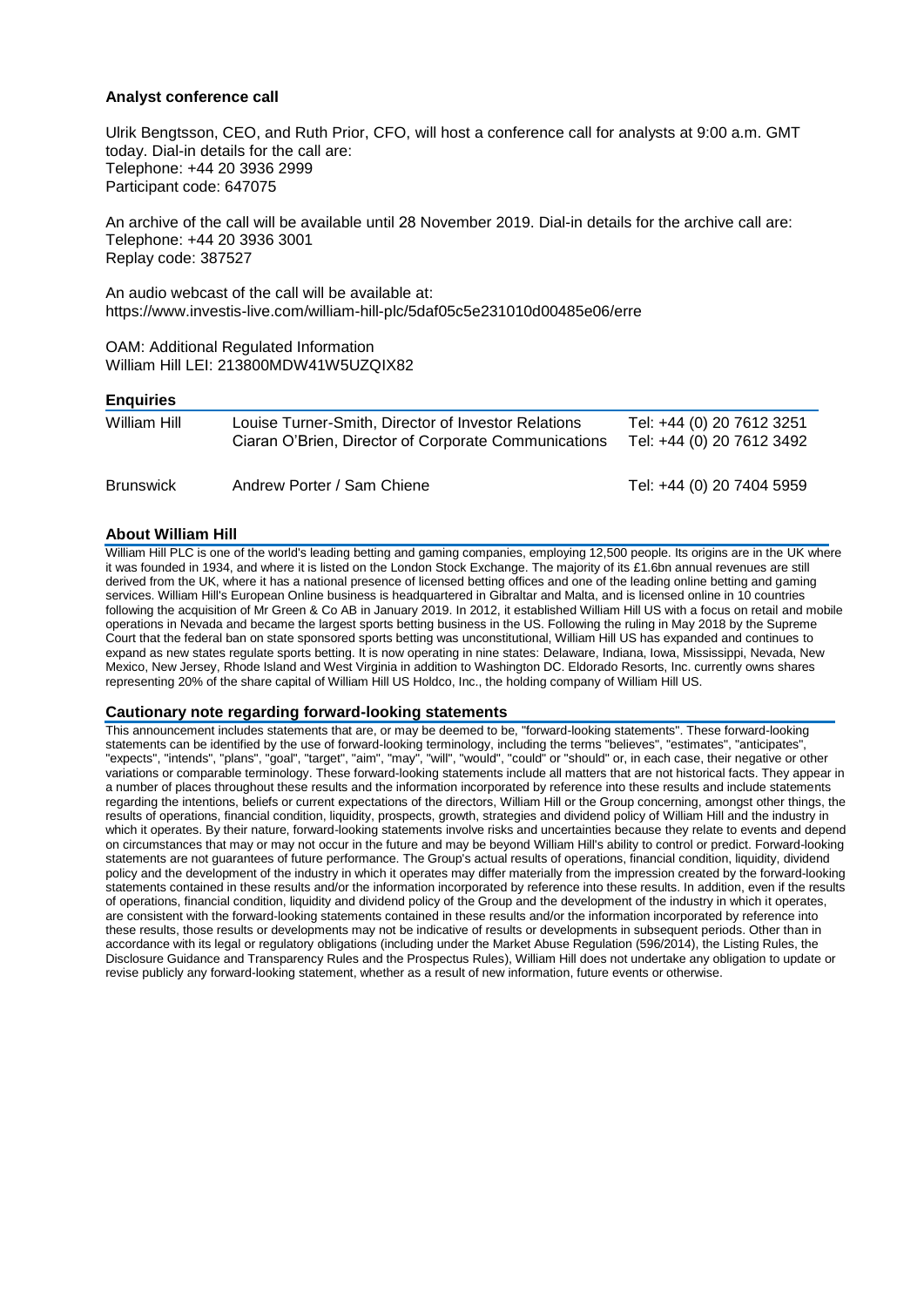**Analyst conference call**

Ulrik Bengtsson, CEO, and Ruth Prior, CFO, will host a conference call for analysts at 9:00 a.m. GMT today. Dial-in details for the call are:
Telephone: +44 20 3936 2999
Participant code: 647075

An archive of the call will be available until 28 November 2019. Dial-in details for the archive call are:
Telephone: +44 20 3936 3001
Replay code: 387527

An audio webcast of the call will be available at:
https://www.investis-live.com/william-hill-plc/5daf05c5e231010d00485e06/erre

OAM: Additional Regulated Information
William Hill LEI: 213800MDW41W5UZQIX82

## Enquiries

| | | |
|---|---|---|
| William Hill | Louise Turner-Smith, Director of Investor Relations<br>Ciaran O'Brien, Director of Corporate Communications | Tel: +44 (0) 20 7612 3251<br>Tel: +44 (0) 20 7612 3492 |
| Brunswick | Andrew Porter / Sam Chiene | Tel: +44 (0) 20 7404 5959 |

## About William Hill

William Hill PLC is one of the world's leading betting and gaming companies, employing 12,500 people. Its origins are in the UK where it was founded in 1934, and where it is listed on the London Stock Exchange. The majority of its £1.6bn annual revenues are still derived from the UK, where it has a national presence of licensed betting offices and one of the leading online betting and gaming services. William Hill's European Online business is headquartered in Gibraltar and Malta, and is licensed online in 10 countries following the acquisition of Mr Green & Co AB in January 2019. In 2012, it established William Hill US with a focus on retail and mobile operations in Nevada and became the largest sports betting business in the US. Following the ruling in May 2018 by the Supreme Court that the federal ban on state sponsored sports betting was unconstitutional, William Hill US has expanded and continues to expand as new states regulate sports betting. It is now operating in nine states: Delaware, Indiana, Iowa, Mississippi, Nevada, New Mexico, New Jersey, Rhode Island and West Virginia in addition to Washington DC. Eldorado Resorts, Inc. currently owns shares representing 20% of the share capital of William Hill US Holdco, Inc., the holding company of William Hill US.

## Cautionary note regarding forward-looking statements

This announcement includes statements that are, or may be deemed to be, "forward-looking statements". These forward-looking statements can be identified by the use of forward-looking terminology, including the terms "believes", "estimates", "anticipates", "expects", "intends", "plans", "goal", "target", "aim", "may", "will", "would", "could" or "should" or, in each case, their negative or other variations or comparable terminology. These forward-looking statements include all matters that are not historical facts. They appear in a number of places throughout these results and the information incorporated by reference into these results and include statements regarding the intentions, beliefs or current expectations of the directors, William Hill or the Group concerning, amongst other things, the results of operations, financial condition, liquidity, prospects, growth, strategies and dividend policy of William Hill and the industry in which it operates. By their nature, forward-looking statements involve risks and uncertainties because they relate to events and depend on circumstances that may or may not occur in the future and may be beyond William Hill's ability to control or predict. Forward-looking statements are not guarantees of future performance. The Group's actual results of operations, financial condition, liquidity, dividend policy and the development of the industry in which it operates may differ materially from the impression created by the forward-looking statements contained in these results and/or the information incorporated by reference into these results. In addition, even if the results of operations, financial condition, liquidity and dividend policy of the Group and the development of the industry in which it operates, are consistent with the forward-looking statements contained in these results and/or the information incorporated by reference into these results, those results or developments may not be indicative of results or developments in subsequent periods. Other than in accordance with its legal or regulatory obligations (including under the Market Abuse Regulation (596/2014), the Listing Rules, the Disclosure Guidance and Transparency Rules and the Prospectus Rules), William Hill does not undertake any obligation to update or revise publicly any forward-looking statement, whether as a result of new information, future events or otherwise.